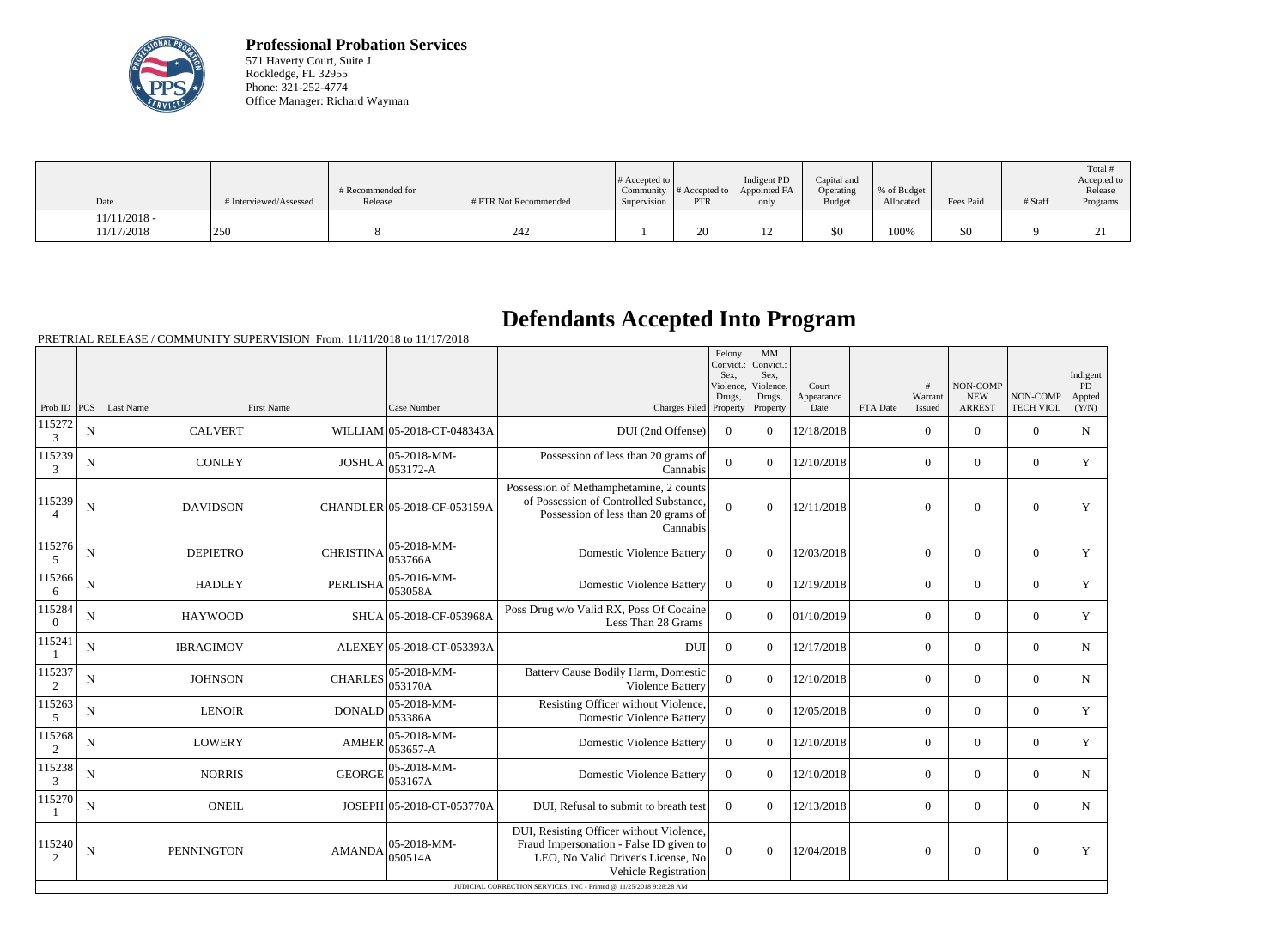**Professional Probation Services**
571 Haverty Court, Suite J
Rockledge, FL 32955
Phone: 321-252-4774
Office Manager: Richard Wayman

| Date | # Interviewed/Assessed | # Recommended for Release | # PTR Not Recommended | # Accepted to Community Supervision | # Accepted to PTR | Indigent PD Appointed FA only | Capital and Operating Budget | % of Budget Allocated | Fees Paid | # Staff | Total # Accepted to Release Programs |
|---|---|---|---|---|---|---|---|---|---|---|---|
| 11/11/2018 - 11/17/2018 | 250 | 8 | 242 | 1 | 20 | 12 | $0 | 100% | $0 | 9 | 21 |

# Defendants Accepted Into Program

PRETRIAL RELEASE / COMMUNITY SUPERVISION From: 11/11/2018 to 11/17/2018

| Prob ID | PCS | Last Name | First Name | Case Number | Charges Filed | Felony Convict.: Sex, Violence, Drugs, Property | MM Convict.: Sex, Violence, Drugs, Property | Court Appearance Date | FTA Date | # Warrant Issued | NON-COMP NEW ARREST | NON-COMP TECH VIOL | Indigent PD Appted (Y/N) |
|---|---|---|---|---|---|---|---|---|---|---|---|---|---|
| 1152723 | N | CALVERT | WILLIAM | 05-2018-CT-048343A | DUI (2nd Offense) | 0 | 0 | 12/18/2018 | | 0 | 0 | 0 | N |
| 1152393 | N | CONLEY | JOSHUA | 05-2018-MM-053172-A | Possession of less than 20 grams of Cannabis | 0 | 0 | 12/10/2018 | | 0 | 0 | 0 | Y |
| 1152394 | N | DAVIDSON | CHANDLER | 05-2018-CF-053159A | Possession of Methamphetamine, 2 counts of Possession of Controlled Substance, Possession of less than 20 grams of Cannabis | 0 | 0 | 12/11/2018 | | 0 | 0 | 0 | Y |
| 1152765 | N | DEPIETRO | CHRISTINA | 05-2018-MM-053766A | Domestic Violence Battery | 0 | 0 | 12/03/2018 | | 0 | 0 | 0 | Y |
| 1152666 | N | HADLEY | PERLISHA | 05-2016-MM-053058A | Domestic Violence Battery | 0 | 0 | 12/19/2018 | | 0 | 0 | 0 | Y |
| 1152840 | N | HAYWOOD | SHUA | 05-2018-CF-053968A | Poss Drug w/o Valid RX, Poss Of Cocaine Less Than 28 Grams | 0 | 0 | 01/10/2019 | | 0 | 0 | 0 | Y |
| 1152411 | N | IBRAGIMOV | ALEXEY | 05-2018-CT-053393A | DUI | 0 | 0 | 12/17/2018 | | 0 | 0 | 0 | N |
| 1152372 | N | JOHNSON | CHARLES | 05-2018-MM-053170A | Battery Cause Bodily Harm, Domestic Violence Battery | 0 | 0 | 12/10/2018 | | 0 | 0 | 0 | N |
| 1152635 | N | LENOIR | DONALD | 05-2018-MM-053386A | Resisting Officer without Violence, Domestic Violence Battery | 0 | 0 | 12/05/2018 | | 0 | 0 | 0 | Y |
| 1152682 | N | LOWERY | AMBER | 05-2018-MM-053657-A | Domestic Violence Battery | 0 | 0 | 12/10/2018 | | 0 | 0 | 0 | Y |
| 1152383 | N | NORRIS | GEORGE | 05-2018-MM-053167A | Domestic Violence Battery | 0 | 0 | 12/10/2018 | | 0 | 0 | 0 | N |
| 1152701 | N | ONEIL | JOSEPH | 05-2018-CT-053770A | DUI, Refusal to submit to breath test | 0 | 0 | 12/13/2018 | | 0 | 0 | 0 | N |
| 1152402 | N | PENNINGTON | AMANDA | 05-2018-MM-050514A | DUI, Resisting Officer without Violence, Fraud Impersonation - False ID given to LEO, No Valid Driver's License, No Vehicle Registration | 0 | 0 | 12/04/2018 | | 0 | 0 | 0 | Y |

JUDICIAL CORRECTION SERVICES, INC - Printed @ 11/25/2018 9:28:28 AM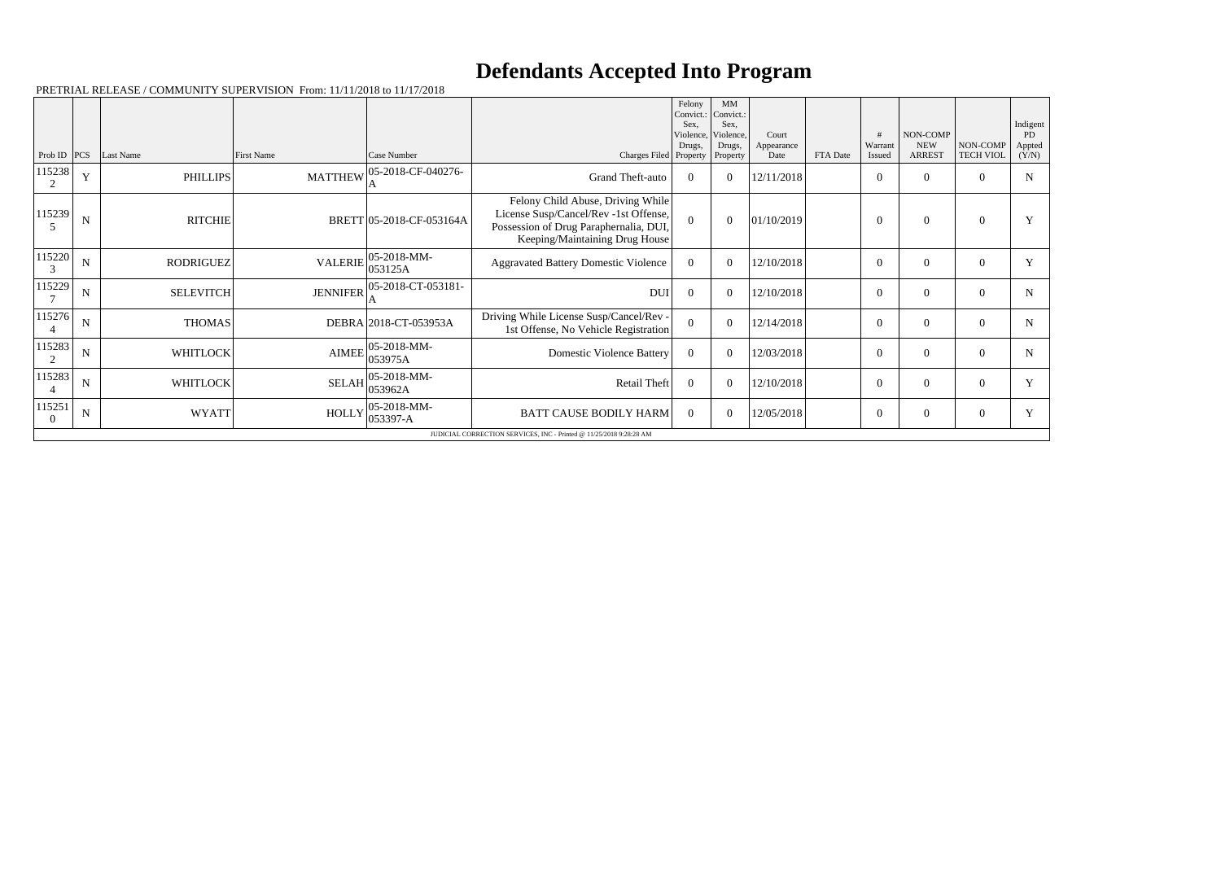# Defendants Accepted Into Program

PRETRIAL RELEASE / COMMUNITY SUPERVISION From: 11/11/2018 to 11/17/2018

| Prob ID | PCS | Last Name | First Name | Case Number | Charges Filed | Felony Convict.: Sex, Violence, Drugs, Property | MM Convict.: Sex, Violence, Drugs, Property | Court Appearance Date | FTA Date | # Warrant Issued | NON-COMP NEW ARREST | NON-COMP TECH VIOL | Indigent PD Appted (Y/N) |
|---|---|---|---|---|---|---|---|---|---|---|---|---|---|
| 1152382 | Y | PHILLIPS | MATTHEW | 05-2018-CF-040276-A | Grand Theft-auto | 0 | 0 | 12/11/2018 | | 0 | 0 | 0 | N |
| 1152395 | N | RITCHIE | BRETT | 05-2018-CF-053164A | Felony Child Abuse, Driving While License Susp/Cancel/Rev -1st Offense, Possession of Drug Paraphernalia, DUI, Keeping/Maintaining Drug House | 0 | 0 | 01/10/2019 | | 0 | 0 | 0 | Y |
| 1152203 | N | RODRIGUEZ | VALERIE | 05-2018-MM-053125A | Aggravated Battery Domestic Violence | 0 | 0 | 12/10/2018 | | 0 | 0 | 0 | Y |
| 1152297 | N | SELEVITCH | JENNIFER | 05-2018-CT-053181-A | DUI | 0 | 0 | 12/10/2018 | | 0 | 0 | 0 | N |
| 1152764 | N | THOMAS | DEBRA | 2018-CT-053953A | Driving While License Susp/Cancel/Rev - 1st Offense, No Vehicle Registration | 0 | 0 | 12/14/2018 | | 0 | 0 | 0 | N |
| 1152832 | N | WHITLOCK | AIMEE | 05-2018-MM-053975A | Domestic Violence Battery | 0 | 0 | 12/03/2018 | | 0 | 0 | 0 | N |
| 1152834 | N | WHITLOCK | SELAH | 05-2018-MM-053962A | Retail Theft | 0 | 0 | 12/10/2018 | | 0 | 0 | 0 | Y |
| 1152510 | N | WYATT | HOLLY | 05-2018-MM-053397-A | BATT CAUSE BODILY HARM | 0 | 0 | 12/05/2018 | | 0 | 0 | 0 | Y |

JUDICIAL CORRECTION SERVICES, INC - Printed @ 11/25/2018 9:28:28 AM